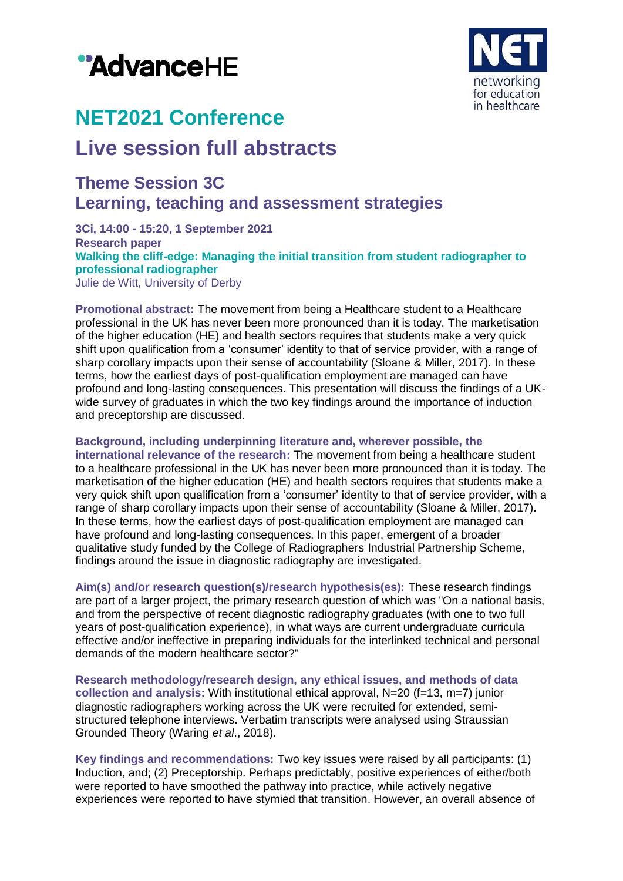# NET2021 Conference

# Live session full abstracts

## Theme Session 3C
## Learning, teaching and assessment strategies

**3Ci, 14:00 - 15:20, 1 September 2021**
**Research paper**
**Walking the cliff-edge: Managing the initial transition from student radiographer to professional radiographer**
Julie de Witt, University of Derby

**Promotional abstract:** The movement from being a Healthcare student to a Healthcare professional in the UK has never been more pronounced than it is today. The marketisation of the higher education (HE) and health sectors requires that students make a very quick shift upon qualification from a 'consumer' identity to that of service provider, with a range of sharp corollary impacts upon their sense of accountability (Sloane & Miller, 2017). In these terms, how the earliest days of post-qualification employment are managed can have profound and long-lasting consequences. This presentation will discuss the findings of a UK-wide survey of graduates in which the two key findings around the importance of induction and preceptorship are discussed.

**Background, including underpinning literature and, wherever possible, the international relevance of the research:** The movement from being a healthcare student to a healthcare professional in the UK has never been more pronounced than it is today. The marketisation of the higher education (HE) and health sectors requires that students make a very quick shift upon qualification from a 'consumer' identity to that of service provider, with a range of sharp corollary impacts upon their sense of accountability (Sloane & Miller, 2017). In these terms, how the earliest days of post-qualification employment are managed can have profound and long-lasting consequences. In this paper, emergent of a broader qualitative study funded by the College of Radiographers Industrial Partnership Scheme, findings around the issue in diagnostic radiography are investigated.

**Aim(s) and/or research question(s)/research hypothesis(es):** These research findings are part of a larger project, the primary research question of which was "On a national basis, and from the perspective of recent diagnostic radiography graduates (with one to two full years of post-qualification experience), in what ways are current undergraduate curricula effective and/or ineffective in preparing individuals for the interlinked technical and personal demands of the modern healthcare sector?"

**Research methodology/research design, any ethical issues, and methods of data collection and analysis:** With institutional ethical approval, N=20 (f=13, m=7) junior diagnostic radiographers working across the UK were recruited for extended, semi-structured telephone interviews. Verbatim transcripts were analysed using Straussian Grounded Theory (Waring *et al*., 2018).

**Key findings and recommendations:** Two key issues were raised by all participants: (1) Induction, and; (2) Preceptorship. Perhaps predictably, positive experiences of either/both were reported to have smoothed the pathway into practice, while actively negative experiences were reported to have stymied that transition. However, an overall absence of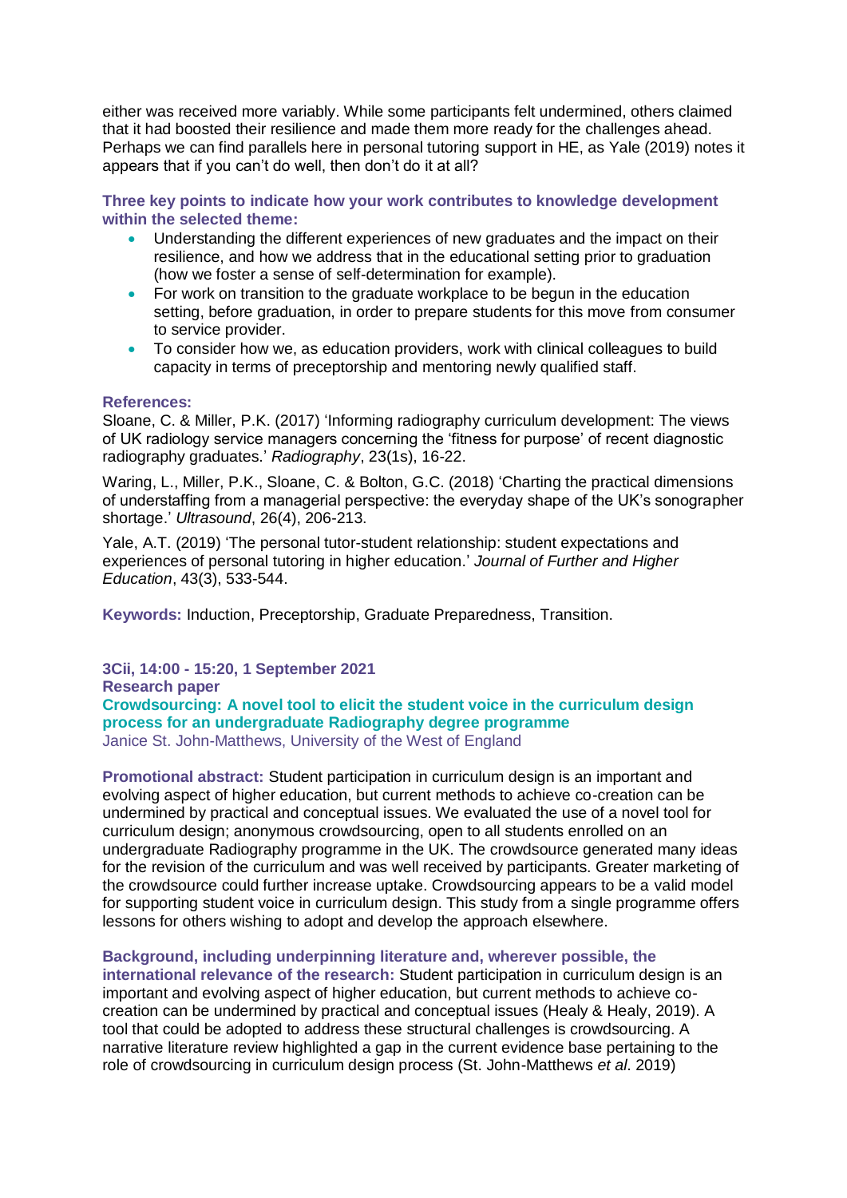either was received more variably. While some participants felt undermined, others claimed that it had boosted their resilience and made them more ready for the challenges ahead. Perhaps we can find parallels here in personal tutoring support in HE, as Yale (2019) notes it appears that if you can't do well, then don't do it at all?

**Three key points to indicate how your work contributes to knowledge development within the selected theme:**

- Understanding the different experiences of new graduates and the impact on their resilience, and how we address that in the educational setting prior to graduation (how we foster a sense of self-determination for example).
- For work on transition to the graduate workplace to be begun in the education setting, before graduation, in order to prepare students for this move from consumer to service provider.
- To consider how we, as education providers, work with clinical colleagues to build capacity in terms of preceptorship and mentoring newly qualified staff.

**References:**

Sloane, C. & Miller, P.K. (2017) 'Informing radiography curriculum development: The views of UK radiology service managers concerning the 'fitness for purpose' of recent diagnostic radiography graduates.' *Radiography*, 23(1s), 16-22.

Waring, L., Miller, P.K., Sloane, C. & Bolton, G.C. (2018) 'Charting the practical dimensions of understaffing from a managerial perspective: the everyday shape of the UK's sonographer shortage.' *Ultrasound*, 26(4), 206-213.

Yale, A.T. (2019) 'The personal tutor-student relationship: student expectations and experiences of personal tutoring in higher education.' *Journal of Further and Higher Education*, 43(3), 533-544.

**Keywords:** Induction, Preceptorship, Graduate Preparedness, Transition.

**3Cii, 14:00 - 15:20, 1 September 2021**
**Research paper**

## Crowdsourcing: A novel tool to elicit the student voice in the curriculum design process for an undergraduate Radiography degree programme

Janice St. John-Matthews, University of the West of England

**Promotional abstract:** Student participation in curriculum design is an important and evolving aspect of higher education, but current methods to achieve co-creation can be undermined by practical and conceptual issues. We evaluated the use of a novel tool for curriculum design; anonymous crowdsourcing, open to all students enrolled on an undergraduate Radiography programme in the UK. The crowdsource generated many ideas for the revision of the curriculum and was well received by participants. Greater marketing of the crowdsource could further increase uptake. Crowdsourcing appears to be a valid model for supporting student voice in curriculum design. This study from a single programme offers lessons for others wishing to adopt and develop the approach elsewhere.

**Background, including underpinning literature and, wherever possible, the international relevance of the research:** Student participation in curriculum design is an important and evolving aspect of higher education, but current methods to achieve co-creation can be undermined by practical and conceptual issues (Healy & Healy, 2019). A tool that could be adopted to address these structural challenges is crowdsourcing. A narrative literature review highlighted a gap in the current evidence base pertaining to the role of crowdsourcing in curriculum design process (St. John-Matthews *et al*. 2019)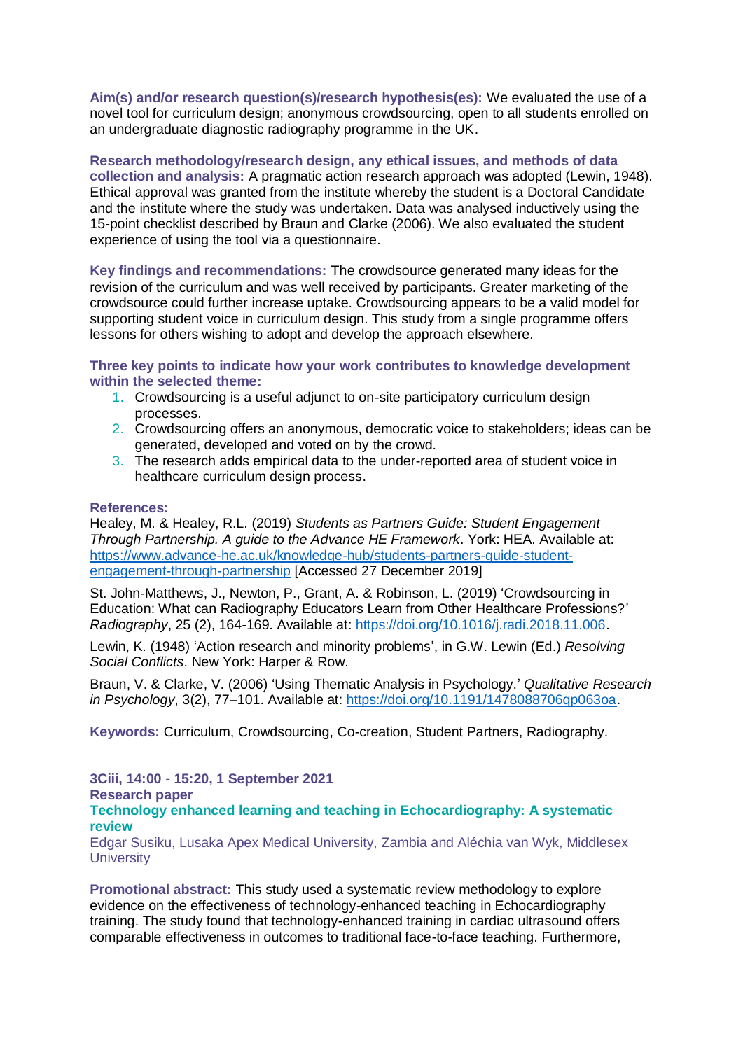**Aim(s) and/or research question(s)/research hypothesis(es):** We evaluated the use of a novel tool for curriculum design; anonymous crowdsourcing, open to all students enrolled on an undergraduate diagnostic radiography programme in the UK.

**Research methodology/research design, any ethical issues, and methods of data collection and analysis:** A pragmatic action research approach was adopted (Lewin, 1948). Ethical approval was granted from the institute whereby the student is a Doctoral Candidate and the institute where the study was undertaken. Data was analysed inductively using the 15-point checklist described by Braun and Clarke (2006). We also evaluated the student experience of using the tool via a questionnaire.

**Key findings and recommendations:** The crowdsource generated many ideas for the revision of the curriculum and was well received by participants. Greater marketing of the crowdsource could further increase uptake. Crowdsourcing appears to be a valid model for supporting student voice in curriculum design. This study from a single programme offers lessons for others wishing to adopt and develop the approach elsewhere.

**Three key points to indicate how your work contributes to knowledge development within the selected theme:**

1. Crowdsourcing is a useful adjunct to on-site participatory curriculum design processes.
2. Crowdsourcing offers an anonymous, democratic voice to stakeholders; ideas can be generated, developed and voted on by the crowd.
3. The research adds empirical data to the under-reported area of student voice in healthcare curriculum design process.

**References:**

Healey, M. & Healey, R.L. (2019) *Students as Partners Guide: Student Engagement Through Partnership. A guide to the Advance HE Framework*. York: HEA. Available at: https://www.advance-he.ac.uk/knowledge-hub/students-partners-guide-student-engagement-through-partnership [Accessed 27 December 2019]

St. John-Matthews, J., Newton, P., Grant, A. & Robinson, L. (2019) 'Crowdsourcing in Education: What can Radiography Educators Learn from Other Healthcare Professions?' *Radiography*, 25 (2), 164-169. Available at: https://doi.org/10.1016/j.radi.2018.11.006.

Lewin, K. (1948) 'Action research and minority problems', in G.W. Lewin (Ed.) *Resolving Social Conflicts*. New York: Harper & Row.

Braun, V. & Clarke, V. (2006) 'Using Thematic Analysis in Psychology.' *Qualitative Research in Psychology*, 3(2), 77–101. Available at: https://doi.org/10.1191/1478088706qp063oa.

**Keywords:** Curriculum, Crowdsourcing, Co-creation, Student Partners, Radiography.

**3Ciii, 14:00 - 15:20, 1 September 2021**
**Research paper**

## Technology enhanced learning and teaching in Echocardiography: A systematic review

Edgar Susiku, Lusaka Apex Medical University, Zambia and Aléchia van Wyk, Middlesex University

**Promotional abstract:** This study used a systematic review methodology to explore evidence on the effectiveness of technology-enhanced teaching in Echocardiography training. The study found that technology-enhanced training in cardiac ultrasound offers comparable effectiveness in outcomes to traditional face-to-face teaching. Furthermore,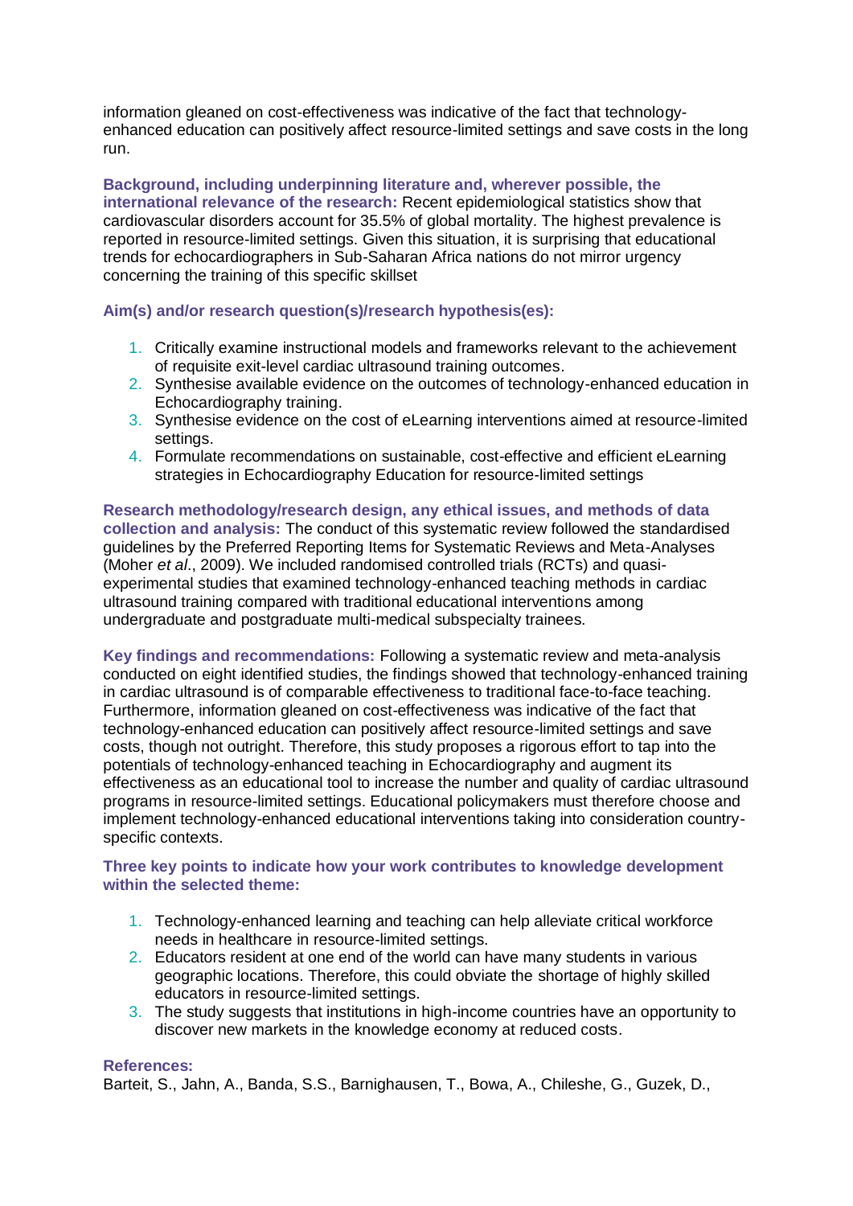information gleaned on cost-effectiveness was indicative of the fact that technology-enhanced education can positively affect resource-limited settings and save costs in the long run.

**Background, including underpinning literature and, wherever possible, the international relevance of the research:** Recent epidemiological statistics show that cardiovascular disorders account for 35.5% of global mortality. The highest prevalence is reported in resource-limited settings. Given this situation, it is surprising that educational trends for echocardiographers in Sub-Saharan Africa nations do not mirror urgency concerning the training of this specific skillset

**Aim(s) and/or research question(s)/research hypothesis(es):**

1. Critically examine instructional models and frameworks relevant to the achievement of requisite exit-level cardiac ultrasound training outcomes.
2. Synthesise available evidence on the outcomes of technology-enhanced education in Echocardiography training.
3. Synthesise evidence on the cost of eLearning interventions aimed at resource-limited settings.
4. Formulate recommendations on sustainable, cost-effective and efficient eLearning strategies in Echocardiography Education for resource-limited settings

**Research methodology/research design, any ethical issues, and methods of data collection and analysis:** The conduct of this systematic review followed the standardised guidelines by the Preferred Reporting Items for Systematic Reviews and Meta-Analyses (Moher *et al*., 2009). We included randomised controlled trials (RCTs) and quasi-experimental studies that examined technology-enhanced teaching methods in cardiac ultrasound training compared with traditional educational interventions among undergraduate and postgraduate multi-medical subspecialty trainees.

**Key findings and recommendations:** Following a systematic review and meta-analysis conducted on eight identified studies, the findings showed that technology-enhanced training in cardiac ultrasound is of comparable effectiveness to traditional face-to-face teaching. Furthermore, information gleaned on cost-effectiveness was indicative of the fact that technology-enhanced education can positively affect resource-limited settings and save costs, though not outright. Therefore, this study proposes a rigorous effort to tap into the potentials of technology-enhanced teaching in Echocardiography and augment its effectiveness as an educational tool to increase the number and quality of cardiac ultrasound programs in resource-limited settings. Educational policymakers must therefore choose and implement technology-enhanced educational interventions taking into consideration country-specific contexts.

**Three key points to indicate how your work contributes to knowledge development within the selected theme:**

1. Technology-enhanced learning and teaching can help alleviate critical workforce needs in healthcare in resource-limited settings.
2. Educators resident at one end of the world can have many students in various geographic locations. Therefore, this could obviate the shortage of highly skilled educators in resource-limited settings.
3. The study suggests that institutions in high-income countries have an opportunity to discover new markets in the knowledge economy at reduced costs.

**References:**

Barteit, S., Jahn, A., Banda, S.S., Barnighausen, T., Bowa, A., Chileshe, G., Guzek, D.,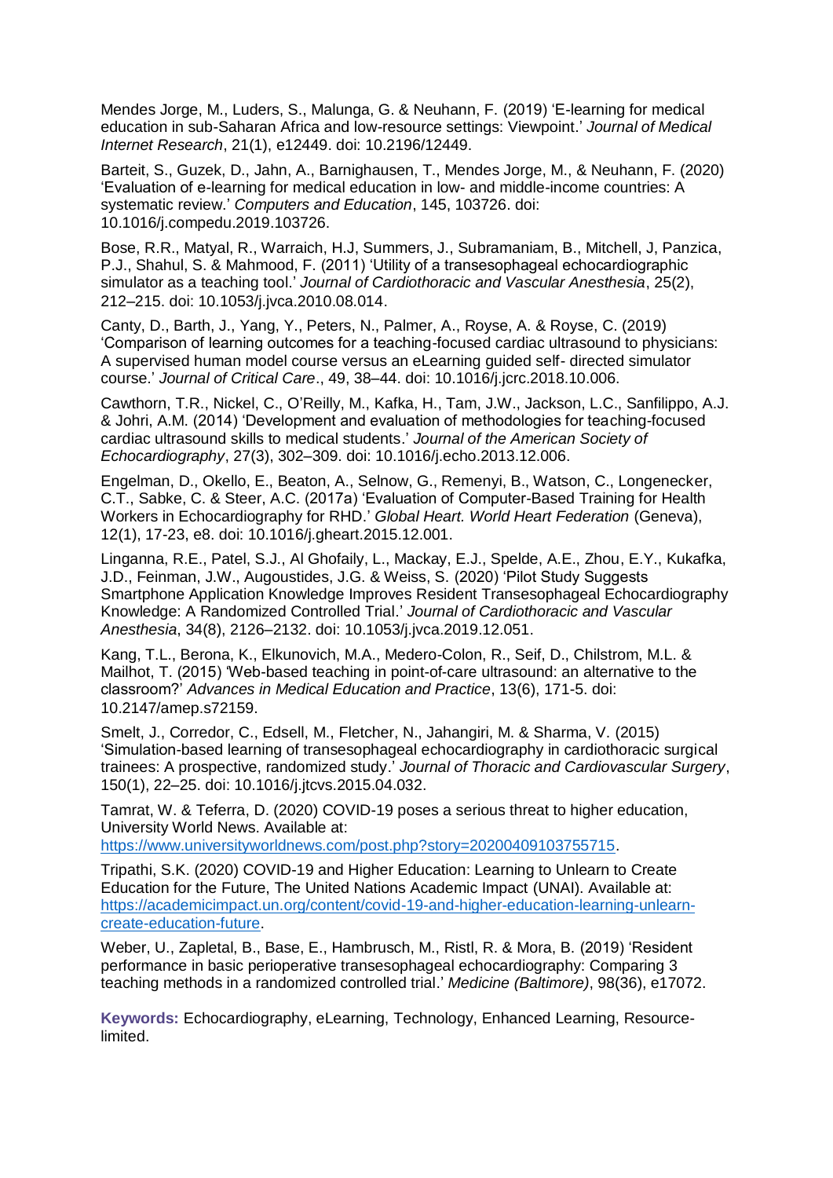Mendes Jorge, M., Luders, S., Malunga, G. & Neuhann, F. (2019) 'E-learning for medical education in sub-Saharan Africa and low-resource settings: Viewpoint.' *Journal of Medical Internet Research*, 21(1), e12449. doi: 10.2196/12449.

Barteit, S., Guzek, D., Jahn, A., Barnighausen, T., Mendes Jorge, M., & Neuhann, F. (2020) 'Evaluation of e-learning for medical education in low- and middle-income countries: A systematic review.' *Computers and Education*, 145, 103726. doi: 10.1016/j.compedu.2019.103726.

Bose, R.R., Matyal, R., Warraich, H.J, Summers, J., Subramaniam, B., Mitchell, J, Panzica, P.J., Shahul, S. & Mahmood, F. (2011) 'Utility of a transesophageal echocardiographic simulator as a teaching tool.' *Journal of Cardiothoracic and Vascular Anesthesia*, 25(2), 212–215. doi: 10.1053/j.jvca.2010.08.014.

Canty, D., Barth, J., Yang, Y., Peters, N., Palmer, A., Royse, A. & Royse, C. (2019) 'Comparison of learning outcomes for a teaching-focused cardiac ultrasound to physicians: A supervised human model course versus an eLearning guided self- directed simulator course.' *Journal of Critical Care*., 49, 38–44. doi: 10.1016/j.jcrc.2018.10.006.

Cawthorn, T.R., Nickel, C., O'Reilly, M., Kafka, H., Tam, J.W., Jackson, L.C., Sanfilippo, A.J. & Johri, A.M. (2014) 'Development and evaluation of methodologies for teaching-focused cardiac ultrasound skills to medical students.' *Journal of the American Society of Echocardiography*, 27(3), 302–309. doi: 10.1016/j.echo.2013.12.006.

Engelman, D., Okello, E., Beaton, A., Selnow, G., Remenyi, B., Watson, C., Longenecker, C.T., Sabke, C. & Steer, A.C. (2017a) 'Evaluation of Computer-Based Training for Health Workers in Echocardiography for RHD.' *Global Heart. World Heart Federation* (Geneva), 12(1), 17-23, e8. doi: 10.1016/j.gheart.2015.12.001.

Linganna, R.E., Patel, S.J., Al Ghofaily, L., Mackay, E.J., Spelde, A.E., Zhou, E.Y., Kukafka, J.D., Feinman, J.W., Augoustides, J.G. & Weiss, S. (2020) 'Pilot Study Suggests Smartphone Application Knowledge Improves Resident Transesophageal Echocardiography Knowledge: A Randomized Controlled Trial.' *Journal of Cardiothoracic and Vascular Anesthesia*, 34(8), 2126–2132. doi: 10.1053/j.jvca.2019.12.051.

Kang, T.L., Berona, K., Elkunovich, M.A., Medero-Colon, R., Seif, D., Chilstrom, M.L. & Mailhot, T. (2015) 'Web-based teaching in point-of-care ultrasound: an alternative to the classroom?' *Advances in Medical Education and Practice*, 13(6), 171-5. doi: 10.2147/amep.s72159.

Smelt, J., Corredor, C., Edsell, M., Fletcher, N., Jahangiri, M. & Sharma, V. (2015) 'Simulation-based learning of transesophageal echocardiography in cardiothoracic surgical trainees: A prospective, randomized study.' *Journal of Thoracic and Cardiovascular Surgery*, 150(1), 22–25. doi: 10.1016/j.jtcvs.2015.04.032.

Tamrat, W. & Teferra, D. (2020) COVID-19 poses a serious threat to higher education, University World News. Available at: https://www.universityworldnews.com/post.php?story=20200409103755715.

Tripathi, S.K. (2020) COVID-19 and Higher Education: Learning to Unlearn to Create Education for the Future, The United Nations Academic Impact (UNAI). Available at: https://academicimpact.un.org/content/covid-19-and-higher-education-learning-unlearn-create-education-future.

Weber, U., Zapletal, B., Base, E., Hambrusch, M., Ristl, R. & Mora, B. (2019) 'Resident performance in basic perioperative transesophageal echocardiography: Comparing 3 teaching methods in a randomized controlled trial.' *Medicine (Baltimore)*, 98(36), e17072.

**Keywords:** Echocardiography, eLearning, Technology, Enhanced Learning, Resource-limited.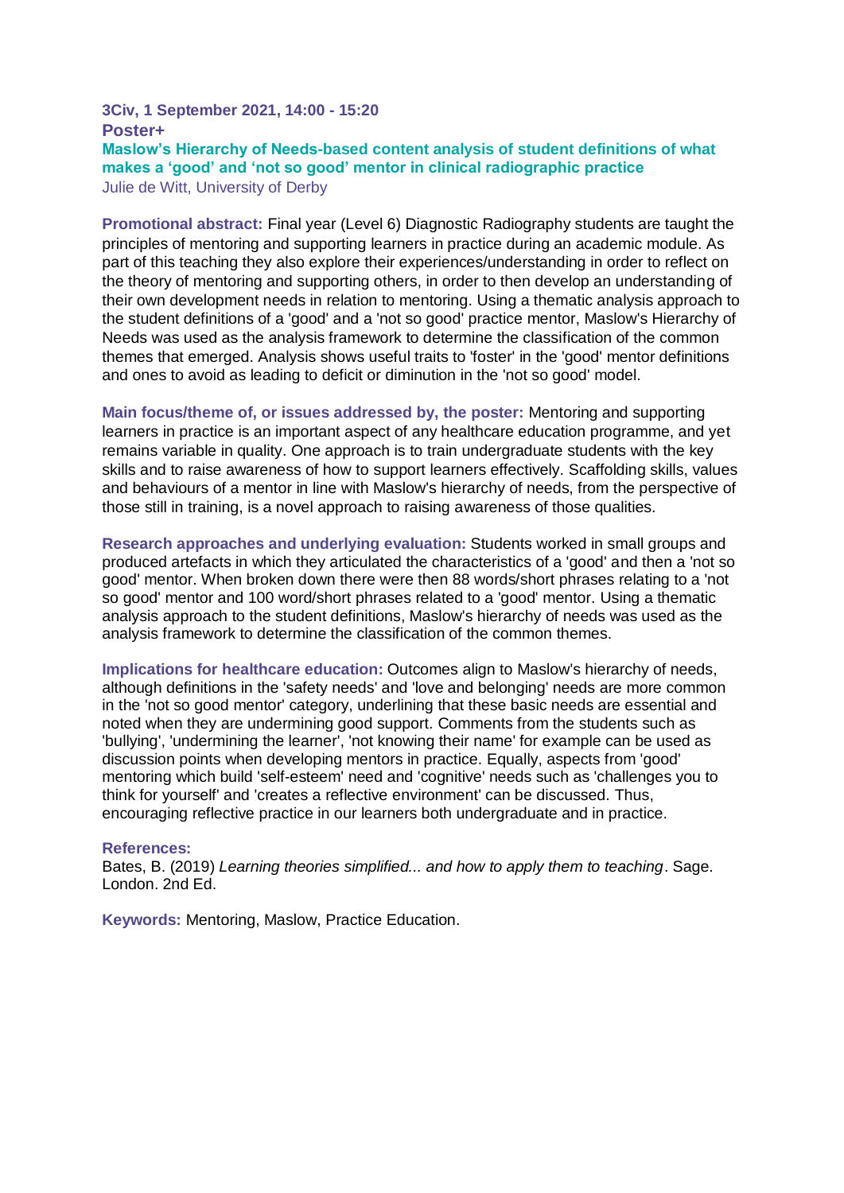**3Civ, 1 September 2021, 14:00 - 15:20**
**Poster+**

### Maslow's Hierarchy of Needs-based content analysis of student definitions of what makes a 'good' and 'not so good' mentor in clinical radiographic practice

Julie de Witt, University of Derby

**Promotional abstract:** Final year (Level 6) Diagnostic Radiography students are taught the principles of mentoring and supporting learners in practice during an academic module. As part of this teaching they also explore their experiences/understanding in order to reflect on the theory of mentoring and supporting others, in order to then develop an understanding of their own development needs in relation to mentoring. Using a thematic analysis approach to the student definitions of a 'good' and a 'not so good' practice mentor, Maslow's Hierarchy of Needs was used as the analysis framework to determine the classification of the common themes that emerged. Analysis shows useful traits to 'foster' in the 'good' mentor definitions and ones to avoid as leading to deficit or diminution in the 'not so good' model.

**Main focus/theme of, or issues addressed by, the poster:** Mentoring and supporting learners in practice is an important aspect of any healthcare education programme, and yet remains variable in quality. One approach is to train undergraduate students with the key skills and to raise awareness of how to support learners effectively. Scaffolding skills, values and behaviours of a mentor in line with Maslow's hierarchy of needs, from the perspective of those still in training, is a novel approach to raising awareness of those qualities.

**Research approaches and underlying evaluation:** Students worked in small groups and produced artefacts in which they articulated the characteristics of a 'good' and then a 'not so good' mentor. When broken down there were then 88 words/short phrases relating to a 'not so good' mentor and 100 word/short phrases related to a 'good' mentor. Using a thematic analysis approach to the student definitions, Maslow's hierarchy of needs was used as the analysis framework to determine the classification of the common themes.

**Implications for healthcare education:** Outcomes align to Maslow's hierarchy of needs, although definitions in the 'safety needs' and 'love and belonging' needs are more common in the 'not so good mentor' category, underlining that these basic needs are essential and noted when they are undermining good support. Comments from the students such as 'bullying', 'undermining the learner', 'not knowing their name' for example can be used as discussion points when developing mentors in practice. Equally, aspects from 'good' mentoring which build 'self-esteem' need and 'cognitive' needs such as 'challenges you to think for yourself' and 'creates a reflective environment' can be discussed. Thus, encouraging reflective practice in our learners both undergraduate and in practice.

**References:**
Bates, B. (2019) *Learning theories simplified... and how to apply them to teaching*. Sage. London. 2nd Ed.

**Keywords:** Mentoring, Maslow, Practice Education.